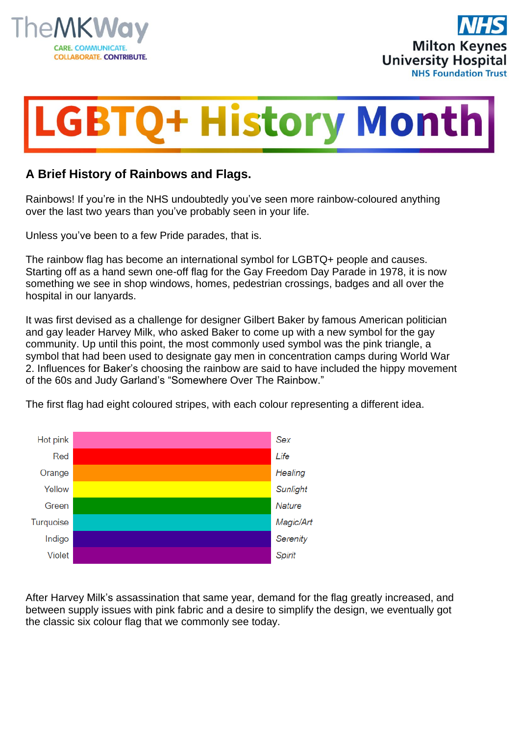TheMKWay
CARE. COMMUNICATE. COLLABORATE. CONTRIBUTE.

NHS
Milton Keynes University Hospital
NHS Foundation Trust

# LGBTQ+ History Month

## A Brief History of Rainbows and Flags.

Rainbows! If you're in the NHS undoubtedly you've seen more rainbow-coloured anything over the last two years than you've probably seen in your life.

Unless you've been to a few Pride parades, that is.

The rainbow flag has become an international symbol for LGBTQ+ people and causes. Starting off as a hand sewn one-off flag for the Gay Freedom Day Parade in 1978, it is now something we see in shop windows, homes, pedestrian crossings, badges and all over the hospital in our lanyards.

It was first devised as a challenge for designer Gilbert Baker by famous American politician and gay leader Harvey Milk, who asked Baker to come up with a new symbol for the gay community. Up until this point, the most commonly used symbol was the pink triangle, a symbol that had been used to designate gay men in concentration camps during World War 2. Influences for Baker's choosing the rainbow are said to have included the hippy movement of the 60s and Judy Garland's "Somewhere Over The Rainbow."

The first flag had eight coloured stripes, with each colour representing a different idea.

| Colour | Meaning |
|---|---|
| Hot pink | *Sex* |
| Red | *Life* |
| Orange | *Healing* |
| Yellow | *Sunlight* |
| Green | *Nature* |
| Turquoise | *Magic/Art* |
| Indigo | *Serenity* |
| Violet | *Spirit* |

After Harvey Milk's assassination that same year, demand for the flag greatly increased, and between supply issues with pink fabric and a desire to simplify the design, we eventually got the classic six colour flag that we commonly see today.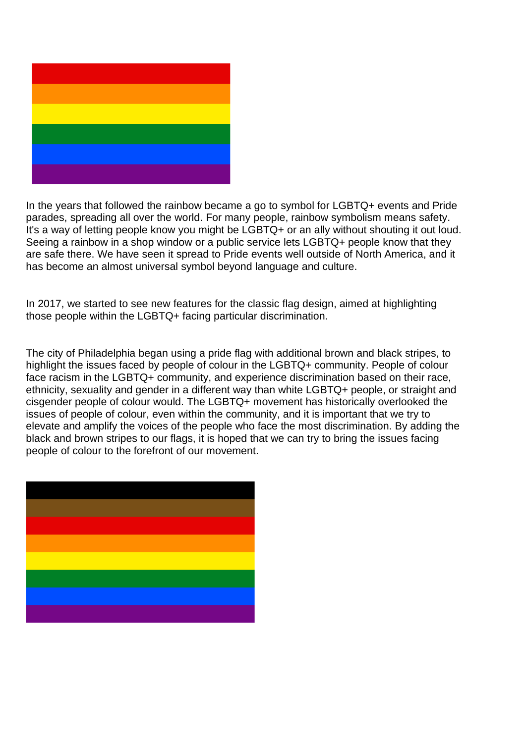In the years that followed the rainbow became a go to symbol for LGBTQ+ events and Pride parades, spreading all over the world. For many people, rainbow symbolism means safety. It's a way of letting people know you might be LGBTQ+ or an ally without shouting it out loud. Seeing a rainbow in a shop window or a public service lets LGBTQ+ people know that they are safe there. We have seen it spread to Pride events well outside of North America, and it has become an almost universal symbol beyond language and culture.

In 2017, we started to see new features for the classic flag design, aimed at highlighting those people within the LGBTQ+ facing particular discrimination.

The city of Philadelphia began using a pride flag with additional brown and black stripes, to highlight the issues faced by people of colour in the LGBTQ+ community. People of colour face racism in the LGBTQ+ community, and experience discrimination based on their race, ethnicity, sexuality and gender in a different way than white LGBTQ+ people, or straight and cisgender people of colour would. The LGBTQ+ movement has historically overlooked the issues of people of colour, even within the community, and it is important that we try to elevate and amplify the voices of the people who face the most discrimination. By adding the black and brown stripes to our flags, it is hoped that we can try to bring the issues facing people of colour to the forefront of our movement.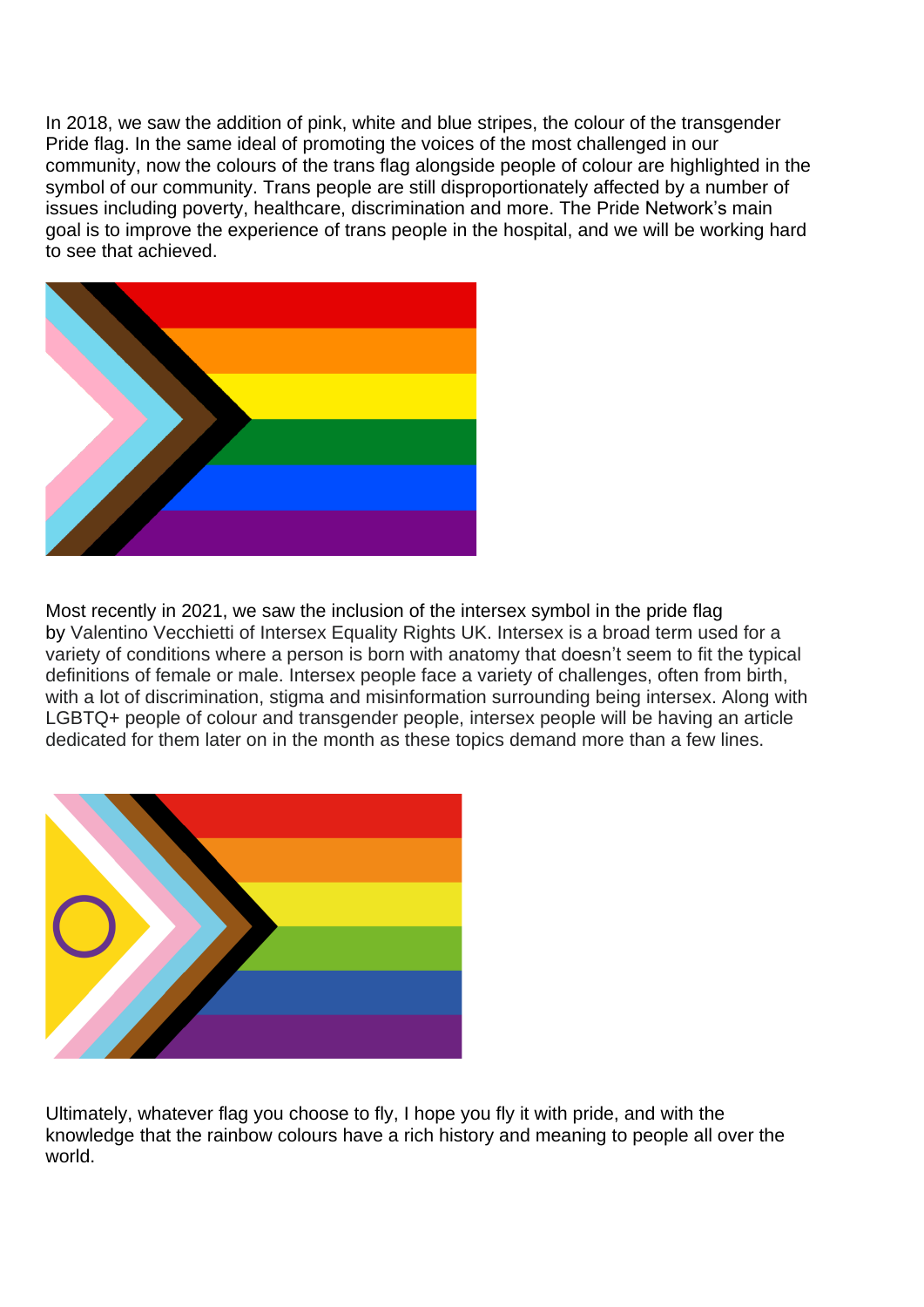In 2018, we saw the addition of pink, white and blue stripes, the colour of the transgender Pride flag. In the same ideal of promoting the voices of the most challenged in our community, now the colours of the trans flag alongside people of colour are highlighted in the symbol of our community. Trans people are still disproportionately affected by a number of issues including poverty, healthcare, discrimination and more. The Pride Network's main goal is to improve the experience of trans people in the hospital, and we will be working hard to see that achieved.

Most recently in 2021, we saw the inclusion of the intersex symbol in the pride flag by Valentino Vecchietti of Intersex Equality Rights UK. Intersex is a broad term used for a variety of conditions where a person is born with anatomy that doesn't seem to fit the typical definitions of female or male. Intersex people face a variety of challenges, often from birth, with a lot of discrimination, stigma and misinformation surrounding being intersex. Along with LGBTQ+ people of colour and transgender people, intersex people will be having an article dedicated for them later on in the month as these topics demand more than a few lines.

Ultimately, whatever flag you choose to fly, I hope you fly it with pride, and with the knowledge that the rainbow colours have a rich history and meaning to people all over the world.